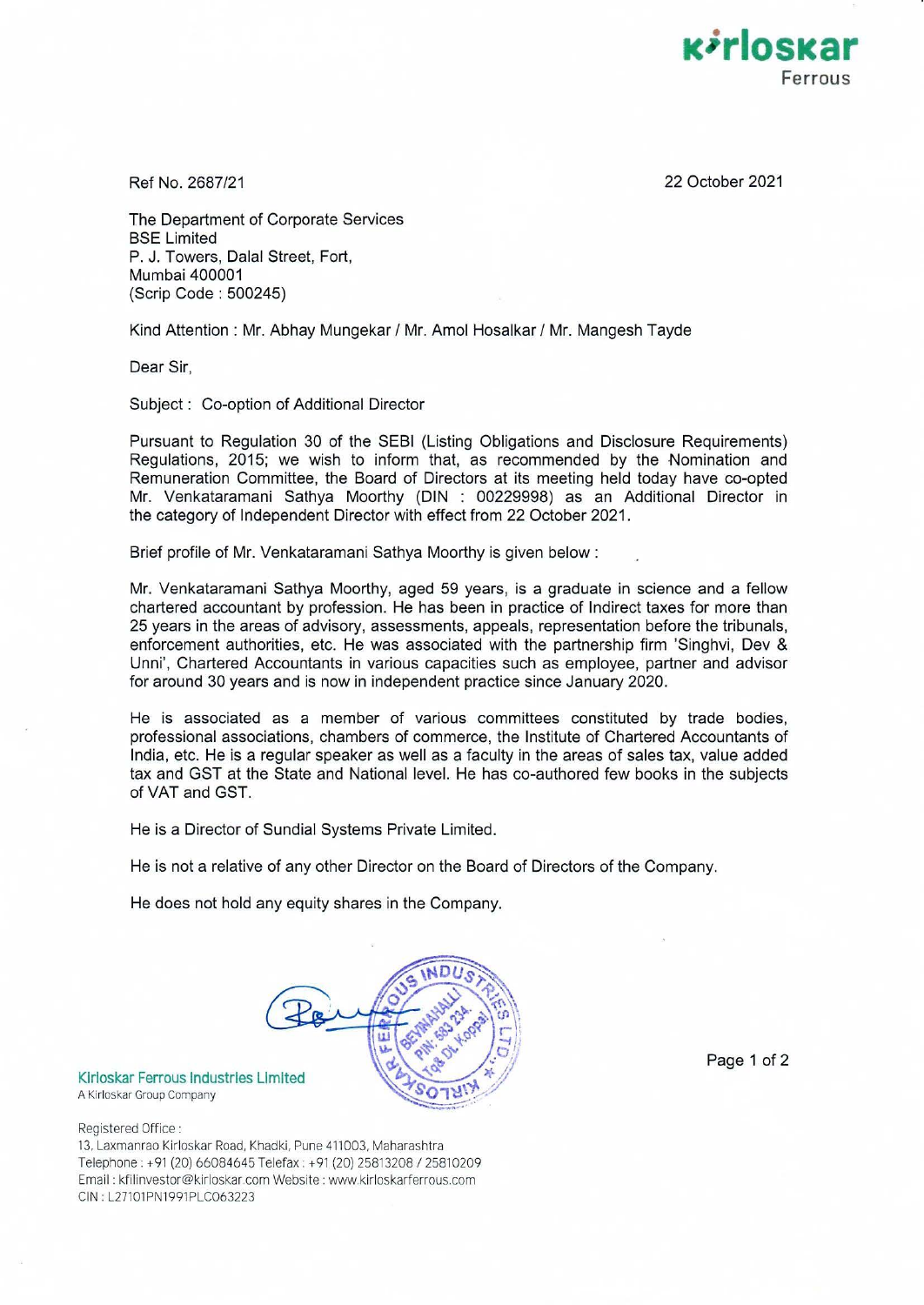Ref No. 2687/21

22 October 2021

The Department of Corporate Services
BSE Limited
P. J. Towers, Dalal Street, Fort,
Mumbai 400001
(Scrip Code : 500245)

Kind Attention : Mr. Abhay Mungekar / Mr. Amol Hosalkar / Mr. Mangesh Tayde

Dear Sir,

Subject : Co-option of Additional Director

Pursuant to Regulation 30 of the SEBI (Listing Obligations and Disclosure Requirements) Regulations, 2015; we wish to inform that, as recommended by the Nomination and Remuneration Committee, the Board of Directors at its meeting held today have co-opted Mr. Venkataramani Sathya Moorthy (DIN : 00229998) as an Additional Director in the category of Independent Director with effect from 22 October 2021.

Brief profile of Mr. Venkataramani Sathya Moorthy is given below :

Mr. Venkataramani Sathya Moorthy, aged 59 years, is a graduate in science and a fellow chartered accountant by profession. He has been in practice of Indirect taxes for more than 25 years in the areas of advisory, assessments, appeals, representation before the tribunals, enforcement authorities, etc. He was associated with the partnership firm 'Singhvi, Dev & Unni', Chartered Accountants in various capacities such as employee, partner and advisor for around 30 years and is now in independent practice since January 2020.

He is associated as a member of various committees constituted by trade bodies, professional associations, chambers of commerce, the Institute of Chartered Accountants of India, etc. He is a regular speaker as well as a faculty in the areas of sales tax, value added tax and GST at the State and National level. He has co-authored few books in the subjects of VAT and GST.

He is a Director of Sundial Systems Private Limited.

He is not a relative of any other Director on the Board of Directors of the Company.

He does not hold any equity shares in the Company.

**Kirloskar Ferrous Industries Limited**
A Kirloskar Group Company

Registered Office :
13, Laxmanrao Kirloskar Road, Khadki, Pune 411003, Maharashtra
Telephone : +91 (20) 66084645 Telefax : +91 (20) 25813208 / 25810209
Email : kfilinvestor@kirloskar.com Website : www.kirloskarferrous.com
CIN : L27101PN1991PLC063223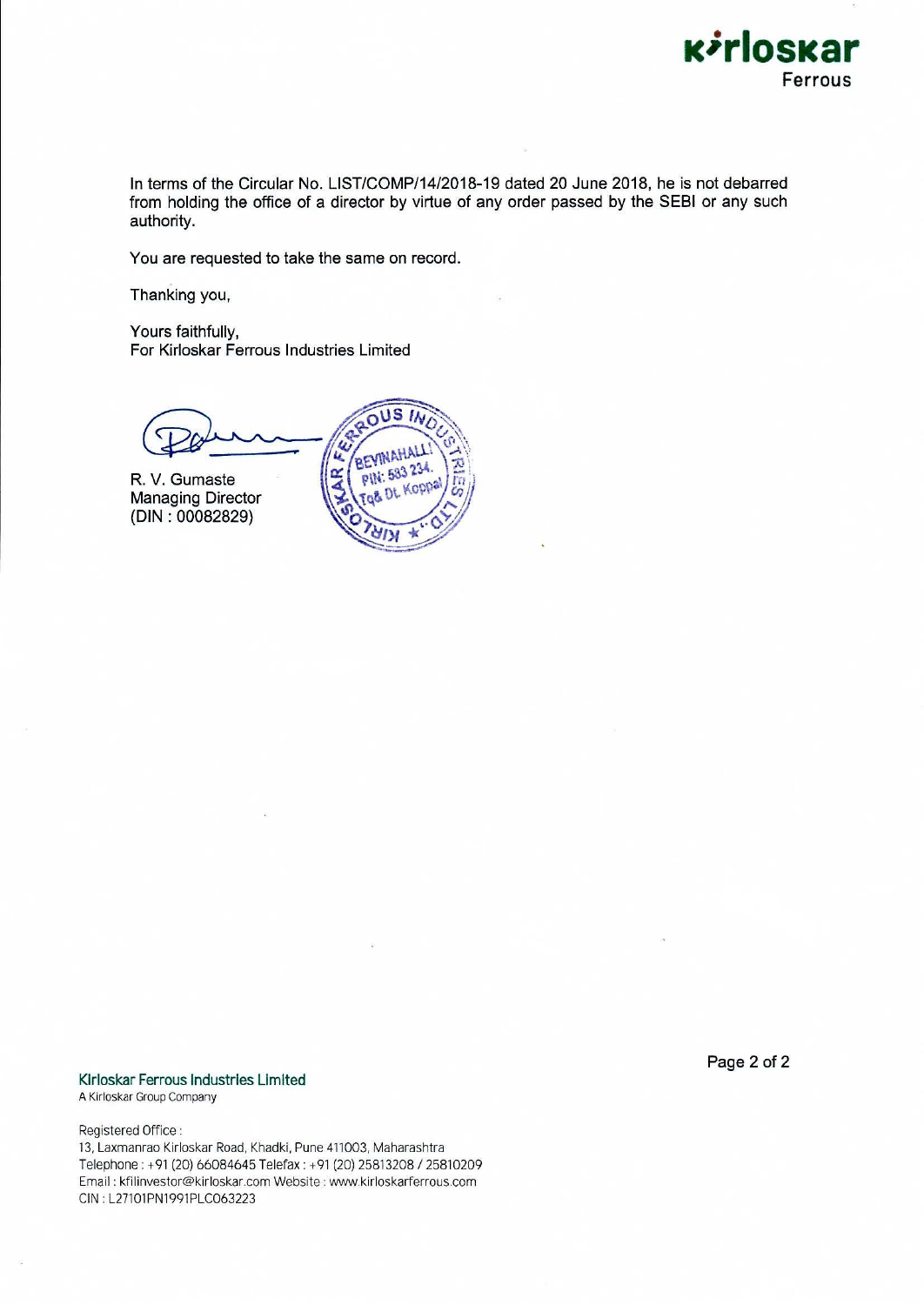In terms of the Circular No. LIST/COMP/14/2018-19 dated 20 June 2018, he is not debarred from holding the office of a director by virtue of any order passed by the SEBI or any such authority.

You are requested to take the same on record.

Thanking you,

Yours faithfully,
For Kirloskar Ferrous Industries Limited

R. V. Gumaste
Managing Director
(DIN : 00082829)

**Kirloskar Ferrous Industries Limited**
A Kirloskar Group Company

Registered Office :
13, Laxmanrao Kirloskar Road, Khadki, Pune 411003, Maharashtra
Telephone : +91 (20) 66084645 Telefax : +91 (20) 25813208 / 25810209
Email : kfilinvestor@kirloskar.com Website : www.kirloskarferrous.com
CIN : L27101PN1991PLC063223